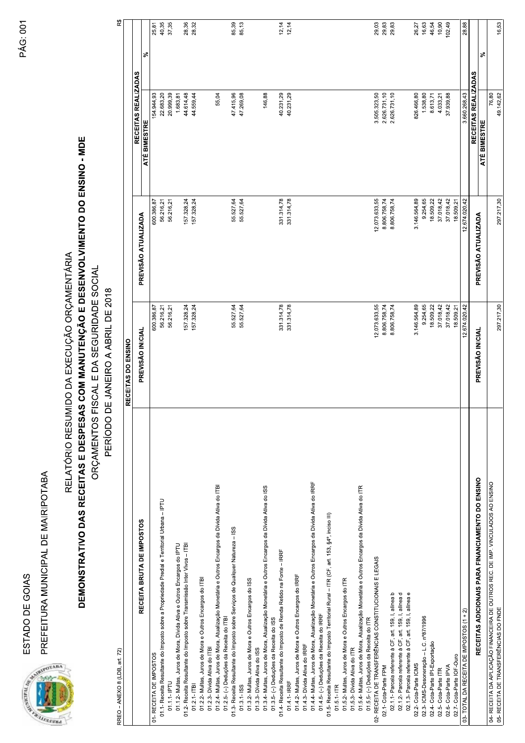ESTADO DE GOIAS

PREFEITURA MUNICIPAL DE MAIRIPOTABA

# RELATÓRIO RESUMIDO DA EXECUÇÃO ORÇAMENTÁRIA

## DEMONSTRATIVO DAS RECEITAS E DESPESAS COM MANUTENÇÃO E DESENVOLVIMENTO DO ENSINO - MDE

ORÇAMENTOS FISCAL E DA SEGURIDADE SOCIAL

PERÍODO DE JANEIRO A ABRIL DE 2018

RREO – ANEXO 8 (LDB, art. 72) R$

| RECEITAS DO ENSINO | | | | |
|---|---|---|---|---|
| RECEITA BRUTA DE IMPOSTOS | PREVISÃO INICIAL | PREVISÃO ATUALIZADA | RECEITAS REALIZADAS | |
| | | | ATÉ BIMESTRE | % |
| 01- RECEITA DE IMPOSTOS | 600.386,87 | 600.386,87 | 154.944,93 | 25,81 |
| 01.1- Receita Resultante do Imposto sobre a Propriedade Predial e Territorial Urbana – IPTU | 56.216,21 | 56.216,21 | 22.683,20 | 40,35 |
| 01.1.1- IPTU | 56.216,21 | 56.216,21 | 20.999,39 | 37,35 |
| 01.1.2- Multas, Juros de Mora, Dívida Ativa e Outros Encargos do IPTU | | | 1.683,81 | |
| 01.2- Receita Resultante do Imposto sobre Transmissão Inter Vivos – ITBI | 157.328,24 | 157.328,24 | 44.614,48 | 28,36 |
| 01.2.1- ITBI | 157.328,24 | 157.328,24 | 44.559,44 | 28,32 |
| 01.2.2- Multas, Juros de Mora e Outros Encargos do ITBI | | | | |
| 01.2.3- Dívida Ativa do ITBI | | | | |
| 01.2.4- Multas, Juros de Mora, Atualização Monetária e Outros Encargos da Dívida Ativa do ITBI | | | 55,04 | |
| 01.2.5- (-) Deduções da Receita do ITBI | | | | |
| 01.3- Receita Resultante do Imposto sobre Serviços de Qualquer Natureza – ISS | 55.527,64 | 55.527,64 | 47.415,96 | 85,39 |
| 01.3.1- ISS | 55.527,64 | 55.527,64 | 47.269,08 | 85,13 |
| 01.3.2- Multas, Juros de Mora e Outros Encargos do ISS | | | | |
| 01.3.3- Dívida Ativa do ISS | | | | |
| 01.3.4- Multas, Juros de Mora, Atualização Monetária e Outros Encargos da Dívida Ativa do ISS | | | 146,88 | |
| 01.3.5- (-) Deduções da Receita do ISS | | | | |
| 01.4- Receita Resultante do Imposto de Renda Retido na Fonte – IRRF | 331.314,78 | 331.314,78 | 40.231,29 | 12,14 |
| 01.4.1- IRRF | 331.314,78 | 331.314,78 | 40.231,29 | 12,14 |
| 01.4.2- Multas, Juros de Mora e Outros Encargos do IRRF | | | | |
| 01.4.3- Dívida Ativa do IRRF | | | | |
| 01.4.4- Multas, Juros de Mora, Atualização Monetária e Outros Encargos da Dívida Ativa do IRRF | | | | |
| 01.4.5- (-) Deduções da Receita do IRRF | | | | |
| 01.5- Receita Resultante do Imposto Territorial Rural – ITR (CF, art. 153, §4º, inciso III) | | | | |
| 01.5.1- ITR | | | | |
| 01.5.2- Multas, Juros de Mora e Outros Encargos do ITR | | | | |
| 01.5.3- Dívida Ativa do ITR | | | | |
| 01.5.4- Multas, Juros de Mora, Atualização Monetária e Outros Encargos da Dívida Ativa do ITR | | | | |
| 01.5.5- (-) Deduções da Receita do ITR | | | | |
| 02- RECEITA DE TRANSFERÊNCIAS CONSTITUCIONAIS E LEGAIS | 12.073.633,55 | 12.073.633,55 | 3.505.323,50 | 29,03 |
| 02.1- Cota-Parte FPM | 8.806.758,74 | 8.806.758,74 | 2.626.731,10 | 29,83 |
| 02.1.1- Parcela referente à CF, art. 159, I, alínea b | 8.806.758,74 | 8.806.758,74 | 2.626.731,10 | 29,83 |
| 02.1.2- Parcela referente à CF, art. 159, I, alínea d | | | | |
| 02.1.3- Parcela referente à CF, art. 159, I, alínea e | | | | |
| 02.2- Cota-Parte ICMS | 3.146.564,89 | 3.146.564,89 | 826.466,80 | 26,27 |
| 02.3- ICMS-Desoneração – L.C. nº87/1996 | 9.254,65 | 9.254,65 | 1.538,80 | 16,63 |
| 02.4- Cota-Parte IPI-Exportação | 18.509,22 | 18.509,22 | 8.613,71 | 46,54 |
| 02.5- Cota-Parte ITR | 37.018,42 | 37.018,42 | 4.033,21 | 10,90 |
| 02.6- Cota-Parte IPVA | 37.018,42 | 37.018,42 | 37.939,88 | 102,49 |
| 02.7- Cota-Parte IOF-Ouro | 18.509,21 | 18.509,21 | | |
| 03- TOTAL DA RECEITA DE IMPOSTOS (1 + 2) | 12.674.020,42 | 12.674.020,42 | 3.660.268,43 | 28,88 |

| RECEITAS ADICIONAIS PARA FINANCIAMENTO DO ENSINO | PREVISÃO INICIAL | PREVISÃO ATUALIZADA | RECEITAS REALIZADAS | |
|---|---|---|---|---|
| | | | ATÉ BIMESTRE | % |
| 04- RECEITA DA APLICAÇÃO FINANCEIRA DE OUTROS REC. DE IMP. VINCULADOS AO ENSINO | | | 76,80 | |
| 05- RECEITA DE TRANSFERÊNCIAS DO FNDE | 297.217,30 | 297.217,30 | 49.142,62 | 16,53 |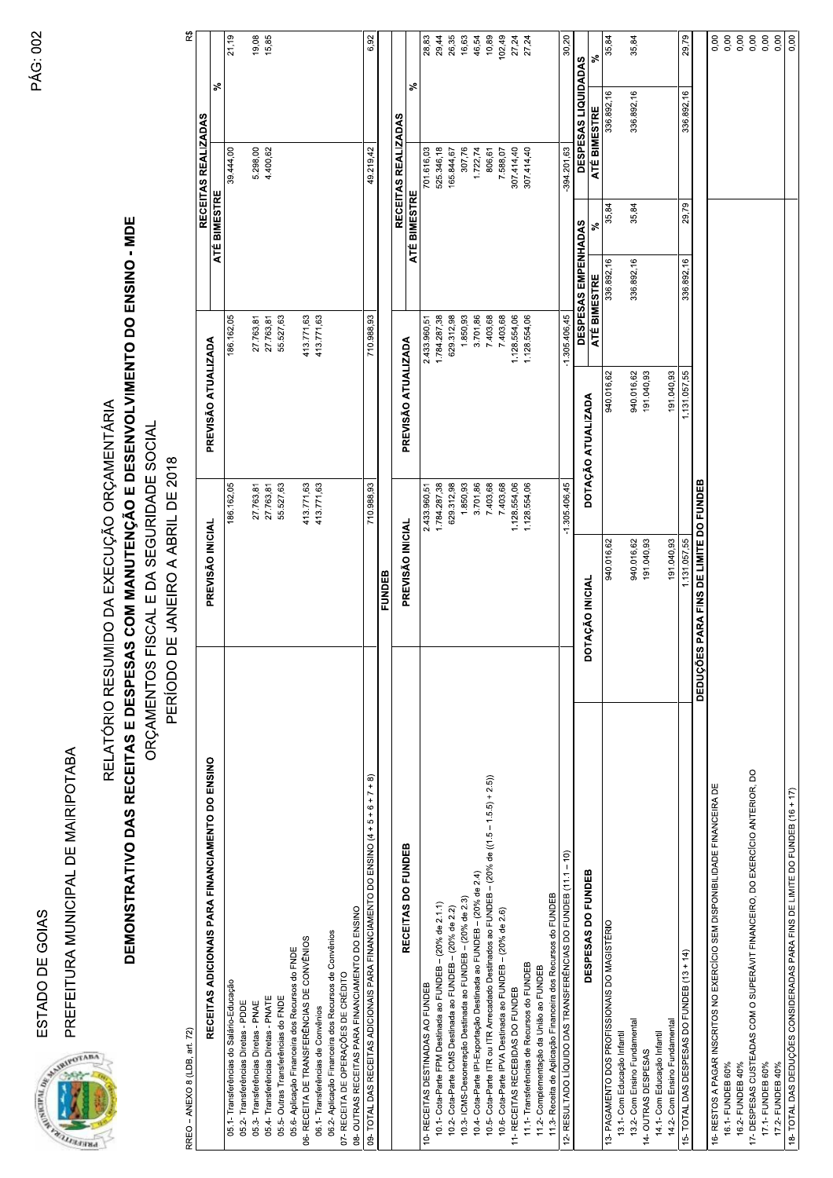ESTADO DE GOIAS

PREFEITURA MUNICIPAL DE MAIRIPOTABA

# RELATÓRIO RESUMIDO DA EXECUÇÃO ORÇAMENTÁRIA

## DEMONSTRATIVO DAS RECEITAS E DESPESAS COM MANUTENÇÃO E DESENVOLVIMENTO DO ENSINO - MDE

ORÇAMENTOS FISCAL E DA SEGURIDADE SOCIAL

PERÍODO DE JANEIRO A ABRIL DE 2018

RREO – ANEXO 8 (LDB, art. 72) R$

| RECEITAS ADICIONAIS PARA FINANCIAMENTO DO ENSINO | PREVISÃO INICIAL | PREVISÃO ATUALIZADA | RECEITAS REALIZADAS | |
|---|---|---|---|---|
| | | | ATÉ BIMESTRE | % |
| 05.1- Transferências do Salário-Educação | 186.162,05 | 186.162,05 | 39.444,00 | 21,19 |
| 05.2- Transferências Diretas - PDDE | | | | |
| 05.3- Transferências Diretas - PNAE | 27.763,81 | 27.763,81 | 5.298,00 | 19,08 |
| 05.4- Transferências Diretas - PNATE | 27.763,81 | 27.763,81 | 4.400,62 | 15,85 |
| 05.5- Outras Transferências do FNDE | 55.527,63 | 55.527,63 | | |
| 05.6- Aplicação Financeira dos Recursos do FNDE | | | | |
| 06- RECEITA DE TRANSFERÊNCIAS DE CONVÊNIOS | 413.771,63 | 413.771,63 | | |
| 06.1- Transferências de Convênios | 413.771,63 | 413.771,63 | | |
| 06.2- Aplicação Financeira dos Recursos de Convênios | | | | |
| 07- RECEITA DE OPERAÇÕES DE CRÉDITO | | | | |
| 08- OUTRAS RECEITAS PARA FINANCIAMENTO DO ENSINO | | | | |
| 09- TOTAL DAS RECEITAS ADICIONAIS PARA FINANCIAMENTO DO ENSINO (4 + 5 + 6 + 7 + 8) | 710.988,93 | 710.988,93 | 49.219,42 | 6,92 |

**FUNDEB**

| RECEITAS DO FUNDEB | PREVISÃO INICIAL | PREVISÃO ATUALIZADA | RECEITAS REALIZADAS | |
|---|---|---|---|---|
| | | | ATÉ BIMESTRE | % |
| 10- RECEITAS DESTINADAS AO FUNDEB | 2.433.960,51 | 2.433.960,51 | 701.616,03 | 28,83 |
| 10.1- Cota-Parte FPM Destinada ao FUNDEB – (20% de 2.1.1) | 1.784.287,38 | 1.784.287,38 | 525.346,18 | 29,44 |
| 10.2- Cota-Parte ICMS Destinada ao FUNDEB – (20% de 2.2) | 629.312,98 | 629.312,98 | 165.844,67 | 26,35 |
| 10.3- ICMS-Desoneração Destinada ao FUNDEB – (20% de 2.3) | 1.850,93 | 1.850,93 | 307,76 | 16,63 |
| 10.4- Cota-Parte IPI-Exportação Destinada ao FUNDEB – (20% de 2.4) | 3.701,86 | 3.701,86 | 1.722,74 | 46,54 |
| 10.5- Cota-Parte ITR ou ITR Arrecadado Destinados ao FUNDEB - (20% de ((1.5 – 1.5.5) + 2.5)) | 7.403,68 | 7.403,68 | 806,61 | 10,89 |
| 10.6- Cota-Parte IPVA Destinada ao FUNDEB – (20% de 2.6) | 7.403,68 | 7.403,68 | 7.588,07 | 102,49 |
| 11- RECEITAS RECEBIDAS DO FUNDEB | 1.128.554,06 | 1.128.554,06 | 307.414,40 | 27,24 |
| 11.1- Transferências de Recursos do FUNDEB | 1.128.554,06 | 1.128.554,06 | 307.414,40 | 27,24 |
| 11.2- Complementação da União ao FUNDEB | | | | |
| 11.3- Receita de Aplicação Financeira dos Recursos do FUNDEB | | | | |
| 12- RESULTADO LÍQUIDO DAS TRANSFERÊNCIAS DO FUNDEB (11.1 – 10) | -1.305.406,45 | -1.305.406,45 | -394.201,63 | 30,20 |

| DESPESAS DO FUNDEB | DOTAÇÃO INICIAL | DOTAÇÃO ATUALIZADA | DESPESAS EMPENHADAS | | DESPESAS LIQUIDADAS | |
|---|---|---|---|---|---|---|
| | | | ATÉ BIMESTRE | % | ATÉ BIMESTRE | % |
| 13- PAGAMENTO DOS PROFISSIONAIS DO MAGISTÉRIO | 940.016,62 | 940.016,62 | 336.892,16 | 35,84 | 336.892,16 | 35,84 |
| 13.1- Com Educação Infantil | | | | | | |
| 13.2- Com Ensino Fundamental | 940.016,62 | 940.016,62 | 336.892,16 | 35,84 | 336.892,16 | 35,84 |
| 14- OUTRAS DESPESAS | 191.040,93 | 191.040,93 | | | | |
| 14.1- Com Educação Infantil | | | | | | |
| 14.2- Com Ensino Fundamental | 191.040,93 | 191.040,93 | | | | |
| 15- TOTAL DAS DESPESAS DO FUNDEB (13 + 14) | 1.131.057,55 | 1.131.057,55 | 336.892,16 | 29,79 | 336.892,16 | 29,79 |

| DEDUÇÕES PARA FINS DE LIMITE DO FUNDEB | |
|---|---|
| 16- RESTOS A PAGAR INSCRITOS NO EXERCÍCIO SEM DISPONIBILIDADE FINANCEIRA DE | 0,00 |
| 16.1- FUNDEB 60% | 0,00 |
| 16.2- FUNDEB 40% | 0,00 |
| 17- DESPESAS CUSTEADAS COM O SUPERÁVIT FINANCEIRO, DO EXERCÍCIO ANTERIOR, DO | 0,00 |
| 17.1- FUNDEB 60% | 0,00 |
| 17.2- FUNDEB 40% | 0,00 |
| 18- TOTAL DAS DEDUÇÕES CONSIDERADAS PARA FINS DE LIMITE DO FUNDEB (16 + 17) | 0,00 |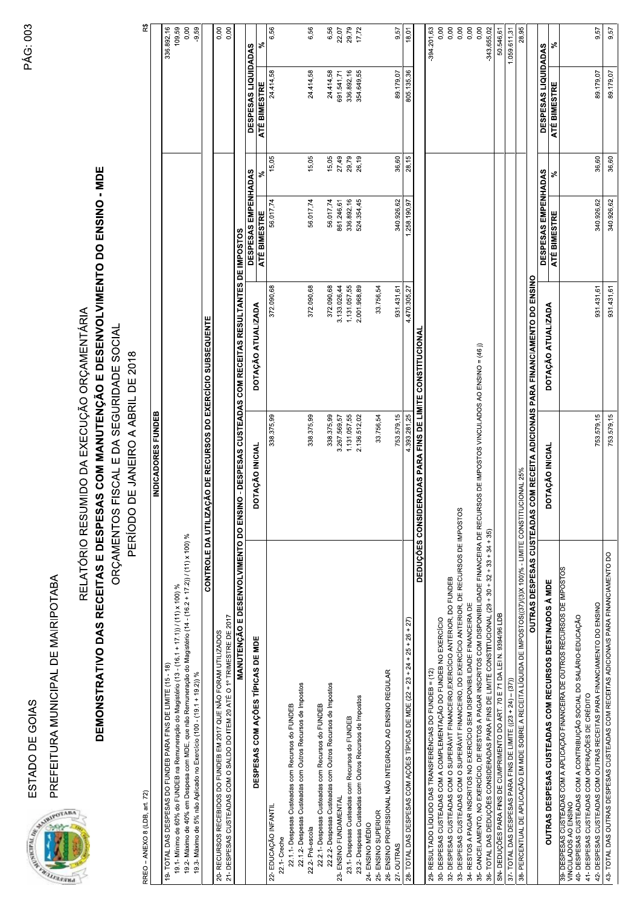ESTADO DE GOIAS

PREFEITURA MUNICIPAL DE MAIRIPOTABA

# RELATÓRIO RESUMIDO DA EXECUÇÃO ORÇAMENTÁRIA

## DEMONSTRATIVO DAS RECEITAS E DESPESAS COM MANUTENÇÃO E DESENVOLVIMENTO DO ENSINO - MDE

ORÇAMENTOS FISCAL E DA SEGURIDADE SOCIAL

PERÍODO DE JANEIRO A ABRIL DE 2018

RREO – ANEXO 8 (LDB, art. 72) R$

| INDICADORES FUNDEB | |
|---|---|
| 19- TOTAL DAS DESPESAS DO FUNDEB PARA FINS DE LIMITE (15 - 18) | 336.892,16 |
| 19.1- Mínimo de 60% do FUNDEB na Remuneração do Magistério (13 - (16.1 + 17.1)) / (11) x 100) % | 109,59 |
| 19.2- Máximo de 40% em Despesa com MDE, que não Remuneração do Magistério (14 - (16.2 + 17.2)) / (11) x 100) % | 0,00 |
| 19.3- Máximo de 5% não Aplicado no Exercício (100 - (19.1 + 19.2)) % | -9,59 |

| CONTROLE DA UTILIZAÇÃO DE RECURSOS DO EXERCÍCIO SUBSEQUENTE | |
|---|---|
| 20- RECURSOS RECEBIDOS DO FUNDEB EM 2017 QUE NÃO FORAM UTILIZADOS | 0,00 |
| 21- DESPESAS CUSTEADAS COM O SALDO DO ITEM 20 ATÉ O 1º TRIMESTRE DE 2017 | 0,00 |

| MANUTENÇÃO E DESENVOLVIMENTO DO ENSINO - DESPESAS CUSTEADAS COM RECEITAS RESULTANTES DE IMPOSTOS | | | | | | |
|---|---|---|---|---|---|---|
| DESPESAS COM AÇÕES TÍPICAS DE MDE | DOTAÇÃO INICIAL | DOTAÇÃO ATUALIZADA | DESPESAS EMPENHADAS | | DESPESAS LIQUIDADAS | |
| | | | ATÉ BIMESTRE | % | ATÉ BIMESTRE | % |
| 22- EDUCAÇÃO INFANTIL | 338.375,99 | 372.090,68 | 56.017,74 | 15,05 | 24.414,58 | 6,56 |
| 22.1- Creche | | | | | | |
| 22.1.1- Despesas Custeadas com Recursos do FUNDEB | | | | | | |
| 22.1.2- Despesas Custeadas com Outros Recursos de Impostos | | | | | | |
| 22.2- Pré-escola | 338.375,99 | 372.090,68 | 56.017,74 | 15,05 | 24.414,58 | 6,56 |
| 22.2.1- Despesas Custeadas com Recursos do FUNDEB | | | | | | |
| 22.2.2- Despesas Custeadas com Outros Recursos de Impostos | 338.375,99 | 372.090,68 | 56.017,74 | 15,05 | 24.414,58 | 6,56 |
| 23- ENSINO FUNDAMENTAL | 3.267.569,57 | 3.133.026,44 | 861.246,61 | 27,49 | 691.541,71 | 22,07 |
| 23.1- Despesas Custeadas com Recursos do FUNDEB | 1.131.057,55 | 1.131.057,55 | 336.892,16 | 29,79 | 336.892,16 | 29,79 |
| 23.2- Despesas Custeadas com Outros Recursos de Impostos | 2.136.512,02 | 2.001.968,89 | 524.354,45 | 26,19 | 354.649,55 | 17,72 |
| 24- ENSINO MÉDIO | | | | | | |
| 25- ENSINO SUPERIOR | 33.756,54 | 33.756,54 | | | | |
| 26- ENSINO PROFISSIONAL NÃO INTEGRADO AO ENSINO REGULAR | | | | | | |
| 27- OUTRAS | 753.579,15 | 931.431,61 | 340.926,62 | 36,60 | 89.179,07 | 9,57 |
| 28- TOTAL DAS DESPESAS COM AÇÕES TÍPICAS DE MDE (22 + 23 + 24 + 25 + 26 + 27) | 4.393.281,25 | 4.470.305,27 | 1.258.190,97 | 28,15 | 805.135,36 | 18,01 |

| DEDUÇÕES CONSIDERADAS PARA FINS DE LIMITE CONSTITUCIONAL | |
|---|---|
| 29- RESULTADO LÍQUIDO DAS TRANSFERÊNCIAS DO FUNDEB = (12) | -394.201,63 |
| 30- DESPESAS CUSTEADAS COM A COMPLEMENTAÇÃO DO FUNDEB NO EXERCÍCIO | 0,00 |
| 32- DESPESAS CUSTEADAS COM O SUPERÁVIT FINANCEIRO,EXERCÍCIO ANTERIOR, DO FUNDEB | 0,00 |
| 33- DESPESAS CUSTEADAS COM O SUPERÁVIT FINANCEIRO, DO EXERCÍCIO ANTERIOR, DE RECURSOS DE IMPOSTOS | 0,00 |
| 34- RESTOS A PAGAR INSCRITOS NO EXERCÍCIO SEM DISPONIBILIDADE FINANCEIRA DE | 0,00 |
| 35- CANCELAMENTO, NO EXERCÍCIO, DE RESTOS A PAGAR INSCRITOS COM DISPONIBILIDADE FINANCEIRA DE RECURSOS DE IMPOSTOS VINCULADOS AO ENSINO = (46 j) | 0,00 |
| 36- TOTAL DAS DEDUÇÕES CONSIDERADAS PARA FINS DE LIMITE CONSTITUCIONAL (29 + 30 + 32 + 33 + 34 + 35) | -343.655,02 |
| SN- DEDUÇÕES PARA FINS DE CUMPRIMENTO DO ART. 70 E 71 DA LEI N. 9394/96 LDB | 50.546,61 |
| 37- TOTAL DAS DESPESAS PARA FINS DE LIMITE ((23 + 24) - (37)) | 1.059.611,31 |
| 38- PERCENTUAL DE APLICAÇÃO EM MDE SOBRE A RECEITA LÍQUIDA DE IMPOSTOS((37)/(3)X 100)% - LIMITE CONSTITUCIONAL 25% | 28,95 |

| OUTRAS DESPESAS CUSTEADAS COM RECEITA ADICIONAIS PARA FINANCIAMENTO DO ENSINO | | | | | | |
|---|---|---|---|---|---|---|
| OUTRAS DESPESAS CUSTEADAS COM RECURSOS DESTINADOS À MDE | DOTAÇÃO INICIAL | DOTAÇÃO ATUALIZADA | DESPESAS EMPENHADAS | | DESPESAS LIQUIDADAS | |
| | | | ATÉ BIMESTRE | % | ATÉ BIMESTRE | % |
| 39- DESPESAS CUSTEADAS COM A APLICAÇÃO FINANCEIRA DE OUTROS RECURSOS DE IMPOSTOS VINCULADOS AO ENSINO | | | | | | |
| 40- DESPESAS CUSTEADAS COM A CONTRIBUIÇÃO SOCIAL DO SALÁRIO-EDUCAÇÃO | | | | | | |
| 41- DESPESAS CUSTEADAS COM OPERAÇÕES DE CRÉDITO | | | | | | |
| 42- DESPESAS CUSTEADAS COM OUTRAS RECEITAS PARA FINANCIAMENTO DO ENSINO | 753.579,15 | 931.431,61 | 340.926,62 | 36,60 | 89.179,07 | 9,57 |
| 43- TOTAL DAS OUTRAS DESPESAS CUSTEADAS COM RECEITAS ADICIONAIS PARA FINANCIAMENTO DO | 753.579,15 | 931.431,61 | 340.926,62 | 36,60 | 89.179,07 | 9,57 |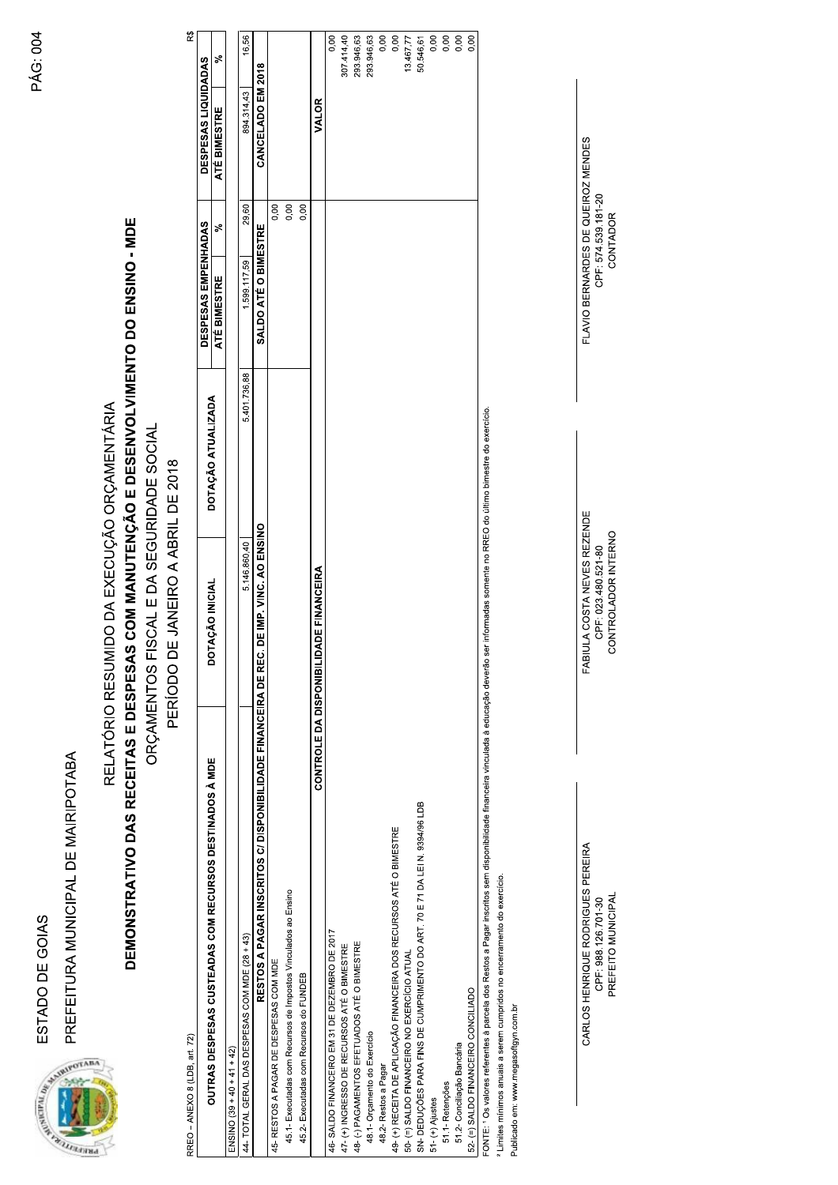ESTADO DE GOIAS

PREFEITURA MUNICIPAL DE MAIRIPOTABA

# RELATÓRIO RESUMIDO DA EXECUÇÃO ORÇAMENTÁRIA

## DEMONSTRATIVO DAS RECEITAS E DESPESAS COM MANUTENÇÃO E DESENVOLVIMENTO DO ENSINO - MDE

ORÇAMENTOS FISCAL E DA SEGURIDADE SOCIAL

PERÍODO DE JANEIRO A ABRIL DE 2018

RREO – ANEXO 8 (LDB, art. 72) R$

| OUTRAS DESPESAS CUSTEADAS COM RECURSOS DESTINADOS À MDE | DOTAÇÃO INICIAL | DOTAÇÃO ATUALIZADA | DESPESAS EMPENHADAS | | DESPESAS LIQUIDADAS | |
|---|---|---|---|---|---|---|
| | | | ATÉ BIMESTRE | % | ATÉ BIMESTRE | % |
| ENSINO (39 + 40 + 41 + 42) | | | | | | |
| 44- TOTAL GERAL DAS DESPESAS COM MDE (28 + 43) | 5.146.860,40 | 5.401.736,88 | 1.599.117,59 | 29,60 | 894.314,43 | 16,56 |

| RESTOS A PAGAR INSCRITOS C/ DISPONIBILIDADE FINANCEIRA DE REC. DE IMP. VINC. AO ENSINO | SALDO ATÉ O BIMESTRE | CANCELADO EM 2018 |
|---|---|---|
| 45- RESTOS A PAGAR DE DESPESAS COM MDE | 0,00 | |
| 45.1- Executadas com Recursos de Impostos Vinculados ao Ensino | 0,00 | |
| 45.2- Executadas com Recursos do FUNDEB | 0,00 | |

| CONTROLE DA DISPONIBILIDADE FINANCEIRA | VALOR |
|---|---|
| 46- SALDO FINANCEIRO EM 31 DE DEZEMBRO DE 2017 | 0,00 |
| 47- (+) INGRESSO DE RECURSOS ATÉ O BIMESTRE | 307.414,40 |
| 48- (-) PAGAMENTOS EFETUADOS ATÉ O BIMESTRE | 293.946,63 |
| 48.1- Orçamento do Exercício | 293.946,63 |
| 48.2- Restos a Pagar | 0,00 |
| 49- (+) RECEITA DE APLICAÇÃO FINANCEIRA DOS RECURSOS ATÉ O BIMESTRE | 0,00 |
| 50- (=) SALDO FINANCEIRO NO EXERCÍCIO ATUAL | 13.467,77 |
| SN- DEDUÇÕES PARA FINS DE CUMPRIMENTO DO ART. 70 E 71 DA LEI N. 9394/96 LDB | 50.546,61 |
| 51- (+) Ajustes | 0,00 |
| 51.1- Retenções | 0,00 |
| 51.2- Conciliação Bancária | 0,00 |
| 52- (=) SALDO FINANCEIRO CONCILIADO | 0,00 |

FONTE: [1] Os valores referentes à parcela dos Restos a Pagar inscritos sem disponibilidade financeira vinculada à educação deverão ser informados somente no RREO do último bimestre do exercício.

[2] Limites mínimos anuais a serem cumpridos no encerramento do exercício.

Publicado em: www.megasoftgyn.com.br

CARLOS HENRIQUE RODRIGUES PEREIRA
CPF: 988.126.701-30
PREFEITO MUNICIPAL

FABIULA COSTA NEVES REZENDE
CPF: 023.480.521-80
CONTROLADOR INTERNO

FLAVIO BERNARDES DE QUEIROZ MENDES
CPF: 574.539.181-20
CONTADOR